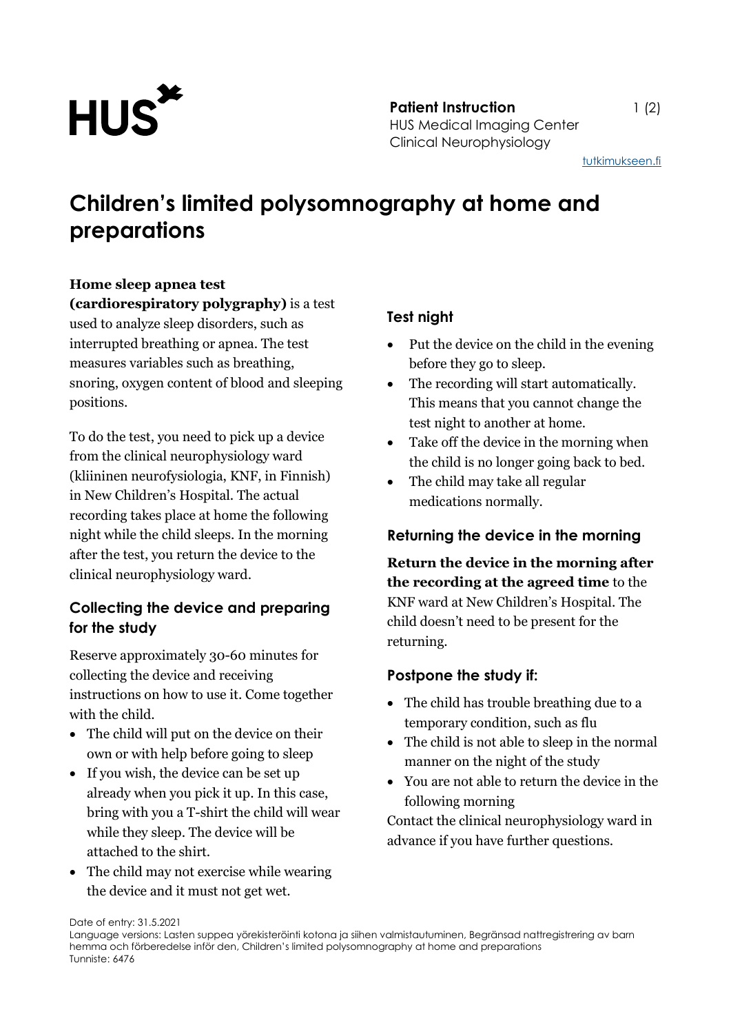HUS

**Patient Instruction**
HUS Medical Imaging Center
Clinical Neurophysiology

tutkimukseen.fi

# Children's limited polysomnography at home and preparations

**Home sleep apnea test (cardiorespiratory polygraphy)** is a test used to analyze sleep disorders, such as interrupted breathing or apnea. The test measures variables such as breathing, snoring, oxygen content of blood and sleeping positions.

To do the test, you need to pick up a device from the clinical neurophysiology ward (kliininen neurofysiologia, KNF, in Finnish) in New Children's Hospital. The actual recording takes place at home the following night while the child sleeps. In the morning after the test, you return the device to the clinical neurophysiology ward.

## Collecting the device and preparing for the study

Reserve approximately 30-60 minutes for collecting the device and receiving instructions on how to use it. Come together with the child.

- The child will put on the device on their own or with help before going to sleep
- If you wish, the device can be set up already when you pick it up. In this case, bring with you a T-shirt the child will wear while they sleep. The device will be attached to the shirt.
- The child may not exercise while wearing the device and it must not get wet.

## Test night

- Put the device on the child in the evening before they go to sleep.
- The recording will start automatically. This means that you cannot change the test night to another at home.
- Take off the device in the morning when the child is no longer going back to bed.
- The child may take all regular medications normally.

## Returning the device in the morning

**Return the device in the morning after the recording at the agreed time** to the KNF ward at New Children's Hospital. The child doesn't need to be present for the returning.

## Postpone the study if:

- The child has trouble breathing due to a temporary condition, such as flu
- The child is not able to sleep in the normal manner on the night of the study
- You are not able to return the device in the following morning

Contact the clinical neurophysiology ward in advance if you have further questions.

Date of entry: 31.5.2021
Language versions: Lasten suppea yörekisteröinti kotona ja siihen valmistautuminen, Begränsad nattregistrering av barn hemma och förberedelse inför den, Children's limited polysomnography at home and preparations
Tunniste: 6476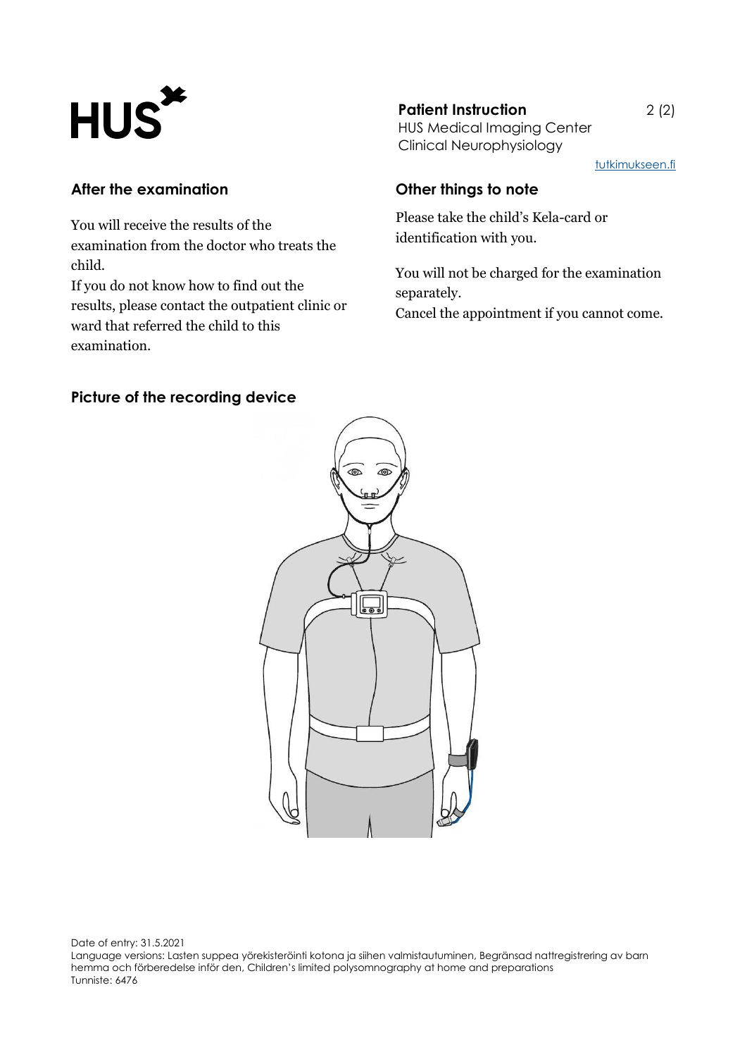## After the examination

You will receive the results of the examination from the doctor who treats the child.
If you do not know how to find out the results, please contact the outpatient clinic or ward that referred the child to this examination.

## Other things to note

Please take the child's Kela-card or identification with you.

You will not be charged for the examination separately.
Cancel the appointment if you cannot come.

## Picture of the recording device

Date of entry: 31.5.2021
Language versions: Lasten suppea yörekisteröinti kotona ja siihen valmistautuminen, Begränsad nattregistrering av barn hemma och förberedelse inför den, Children's limited polysomnography at home and preparations
Tunniste: 6476